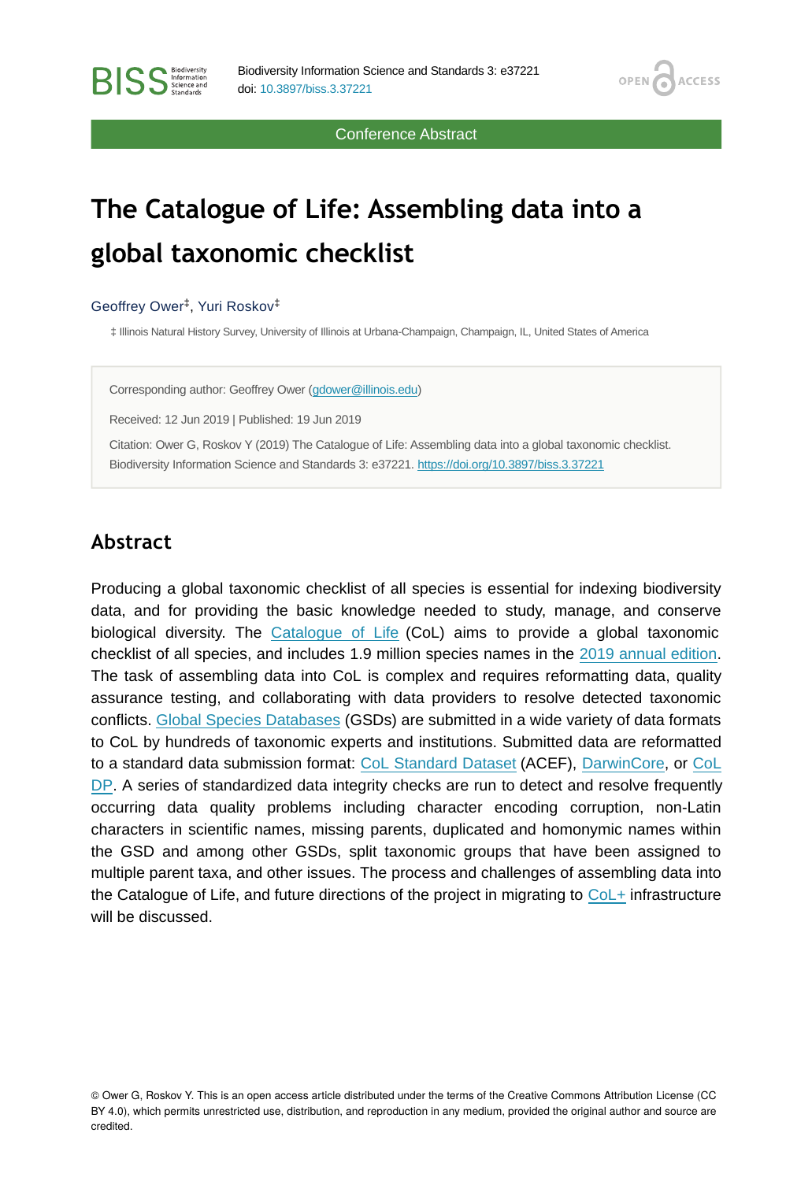Conference Abstract

# The Catalogue of Life: Assembling data into a global taxonomic checklist

Geoffrey Ower[‡], Yuri Roskov[‡]

‡ Illinois Natural History Survey, University of Illinois at Urbana-Champaign, Champaign, IL, United States of America

Corresponding author: Geoffrey Ower (gdower@illinois.edu)

Received: 12 Jun 2019 | Published: 19 Jun 2019

Citation: Ower G, Roskov Y (2019) The Catalogue of Life: Assembling data into a global taxonomic checklist. Biodiversity Information Science and Standards 3: e37221. https://doi.org/10.3897/biss.3.37221

## Abstract

Producing a global taxonomic checklist of all species is essential for indexing biodiversity data, and for providing the basic knowledge needed to study, manage, and conserve biological diversity. The Catalogue of Life (CoL) aims to provide a global taxonomic checklist of all species, and includes 1.9 million species names in the 2019 annual edition. The task of assembling data into CoL is complex and requires reformatting data, quality assurance testing, and collaborating with data providers to resolve detected taxonomic conflicts. Global Species Databases (GSDs) are submitted in a wide variety of data formats to CoL by hundreds of taxonomic experts and institutions. Submitted data are reformatted to a standard data submission format: CoL Standard Dataset (ACEF), DarwinCore, or CoL DP. A series of standardized data integrity checks are run to detect and resolve frequently occurring data quality problems including character encoding corruption, non-Latin characters in scientific names, missing parents, duplicated and homonymic names within the GSD and among other GSDs, split taxonomic groups that have been assigned to multiple parent taxa, and other issues. The process and challenges of assembling data into the Catalogue of Life, and future directions of the project in migrating to CoL+ infrastructure will be discussed.

© Ower G, Roskov Y. This is an open access article distributed under the terms of the Creative Commons Attribution License (CC BY 4.0), which permits unrestricted use, distribution, and reproduction in any medium, provided the original author and source are credited.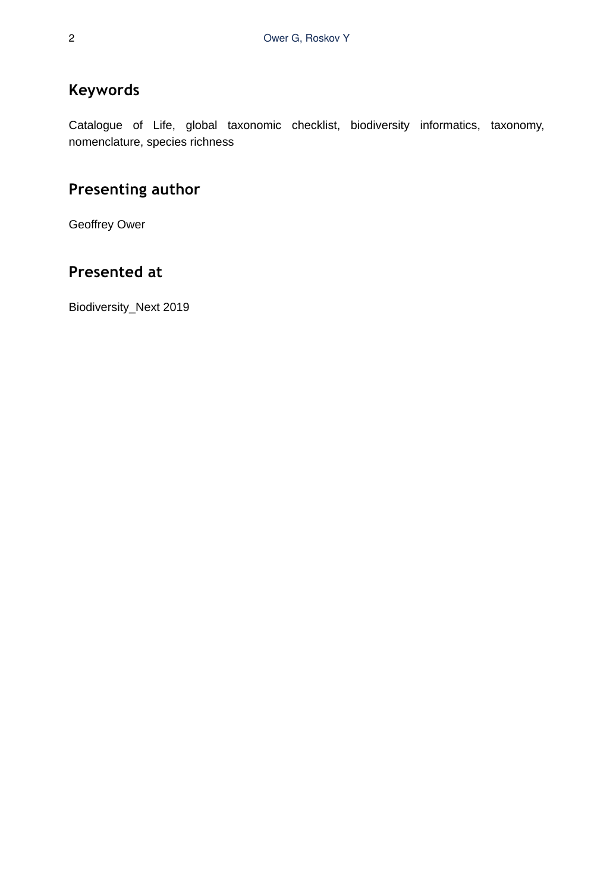## Keywords

Catalogue of Life, global taxonomic checklist, biodiversity informatics, taxonomy, nomenclature, species richness

## Presenting author

Geoffrey Ower

## Presented at

Biodiversity_Next 2019